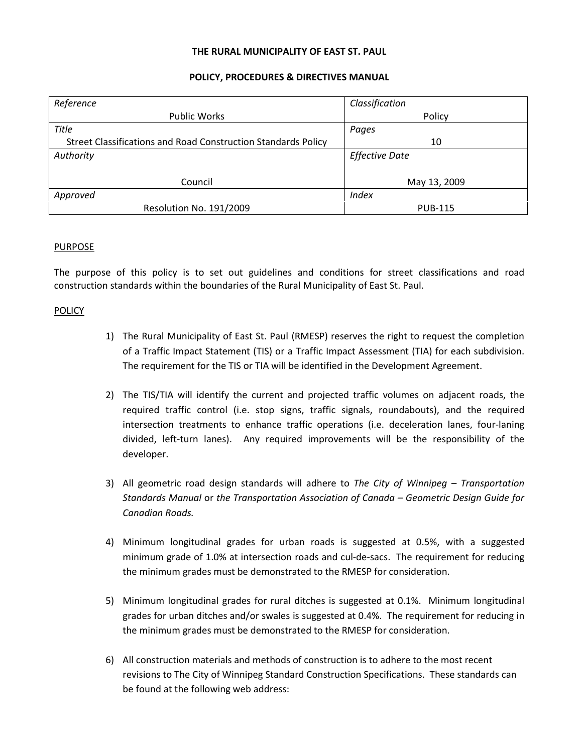**THE RURAL MUNICIPALITY OF EAST ST. PAUL**

**POLICY, PROCEDURES & DIRECTIVES MANUAL**

| *Reference* Public Works | *Classification* Policy |
|---|---|
| *Title* Street Classifications and Road Construction Standards Policy | *Pages* 10 |
| *Authority* Council | *Effective Date* May 13, 2009 |
| *Approved* Resolution No. 191/2009 | *Index* PUB-115 |

<u>PURPOSE</u>

The purpose of this policy is to set out guidelines and conditions for street classifications and road construction standards within the boundaries of the Rural Municipality of East St. Paul.

<u>POLICY</u>

1) The Rural Municipality of East St. Paul (RMESP) reserves the right to request the completion of a Traffic Impact Statement (TIS) or a Traffic Impact Assessment (TIA) for each subdivision. The requirement for the TIS or TIA will be identified in the Development Agreement.

2) The TIS/TIA will identify the current and projected traffic volumes on adjacent roads, the required traffic control (i.e. stop signs, traffic signals, roundabouts), and the required intersection treatments to enhance traffic operations (i.e. deceleration lanes, four-laning divided, left-turn lanes). Any required improvements will be the responsibility of the developer.

3) All geometric road design standards will adhere to *The City of Winnipeg – Transportation Standards Manual* or *the Transportation Association of Canada – Geometric Design Guide for Canadian Roads.*

4) Minimum longitudinal grades for urban roads is suggested at 0.5%, with a suggested minimum grade of 1.0% at intersection roads and cul-de-sacs. The requirement for reducing the minimum grades must be demonstrated to the RMESP for consideration.

5) Minimum longitudinal grades for rural ditches is suggested at 0.1%. Minimum longitudinal grades for urban ditches and/or swales is suggested at 0.4%. The requirement for reducing in the minimum grades must be demonstrated to the RMESP for consideration.

6) All construction materials and methods of construction is to adhere to the most recent revisions to The City of Winnipeg Standard Construction Specifications. These standards can be found at the following web address: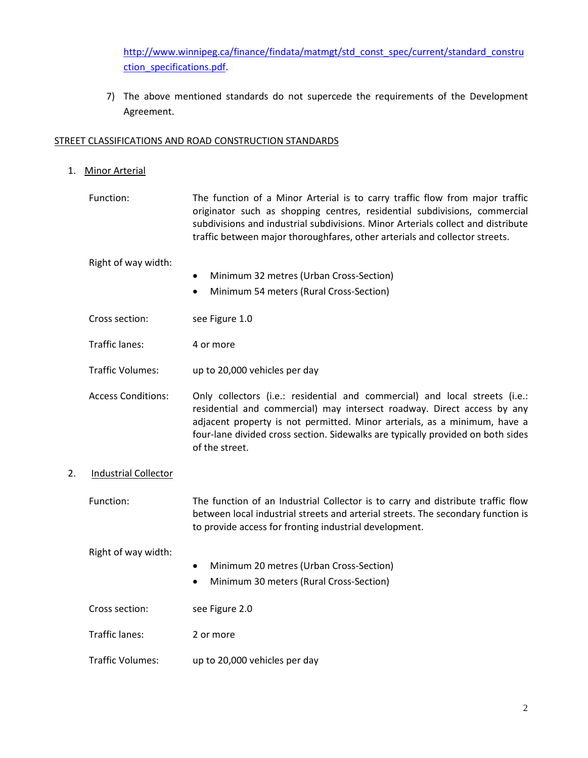http://www.winnipeg.ca/finance/findata/matmgt/std_const_spec/current/standard_construction_specifications.pdf.

7) The above mentioned standards do not supercede the requirements of the Development Agreement.

STREET CLASSIFICATIONS AND ROAD CONSTRUCTION STANDARDS

1. Minor Arterial

Function: The function of a Minor Arterial is to carry traffic flow from major traffic originator such as shopping centres, residential subdivisions, commercial subdivisions and industrial subdivisions. Minor Arterials collect and distribute traffic between major thoroughfares, other arterials and collector streets.

Right of way width:

- Minimum 32 metres (Urban Cross-Section)
- Minimum 54 meters (Rural Cross-Section)

Cross section: see Figure 1.0

Traffic lanes: 4 or more

Traffic Volumes: up to 20,000 vehicles per day

Access Conditions: Only collectors (i.e.: residential and commercial) and local streets (i.e.: residential and commercial) may intersect roadway. Direct access by any adjacent property is not permitted. Minor arterials, as a minimum, have a four-lane divided cross section. Sidewalks are typically provided on both sides of the street.

2. Industrial Collector

Function: The function of an Industrial Collector is to carry and distribute traffic flow between local industrial streets and arterial streets. The secondary function is to provide access for fronting industrial development.

Right of way width:

- Minimum 20 metres (Urban Cross-Section)
- Minimum 30 meters (Rural Cross-Section)

Cross section: see Figure 2.0

Traffic lanes: 2 or more

Traffic Volumes: up to 20,000 vehicles per day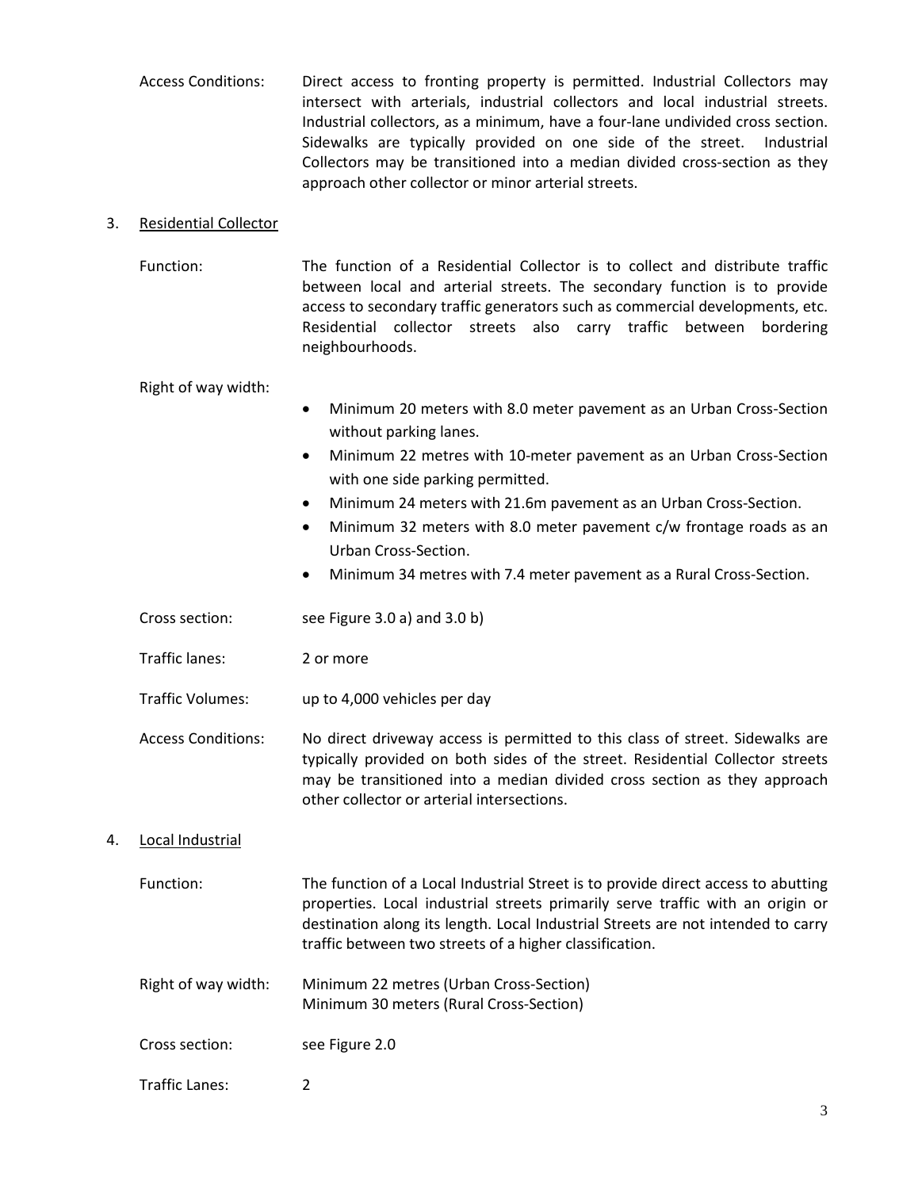Access Conditions: Direct access to fronting property is permitted. Industrial Collectors may intersect with arterials, industrial collectors and local industrial streets. Industrial collectors, as a minimum, have a four-lane undivided cross section. Sidewalks are typically provided on one side of the street. Industrial Collectors may be transitioned into a median divided cross-section as they approach other collector or minor arterial streets.

3. Residential Collector

Function: The function of a Residential Collector is to collect and distribute traffic between local and arterial streets. The secondary function is to provide access to secondary traffic generators such as commercial developments, etc. Residential collector streets also carry traffic between bordering neighbourhoods.

Right of way width:

- Minimum 20 meters with 8.0 meter pavement as an Urban Cross-Section without parking lanes.
- Minimum 22 metres with 10-meter pavement as an Urban Cross-Section with one side parking permitted.
- Minimum 24 meters with 21.6m pavement as an Urban Cross-Section.
- Minimum 32 meters with 8.0 meter pavement c/w frontage roads as an Urban Cross-Section.
- Minimum 34 metres with 7.4 meter pavement as a Rural Cross-Section.

Cross section: see Figure 3.0 a) and 3.0 b)

Traffic lanes: 2 or more

Traffic Volumes: up to 4,000 vehicles per day

Access Conditions: No direct driveway access is permitted to this class of street. Sidewalks are typically provided on both sides of the street. Residential Collector streets may be transitioned into a median divided cross section as they approach other collector or arterial intersections.

4. Local Industrial

Function: The function of a Local Industrial Street is to provide direct access to abutting properties. Local industrial streets primarily serve traffic with an origin or destination along its length. Local Industrial Streets are not intended to carry traffic between two streets of a higher classification.

Right of way width: Minimum 22 metres (Urban Cross-Section)
Minimum 30 meters (Rural Cross-Section)

Cross section: see Figure 2.0

Traffic Lanes: 2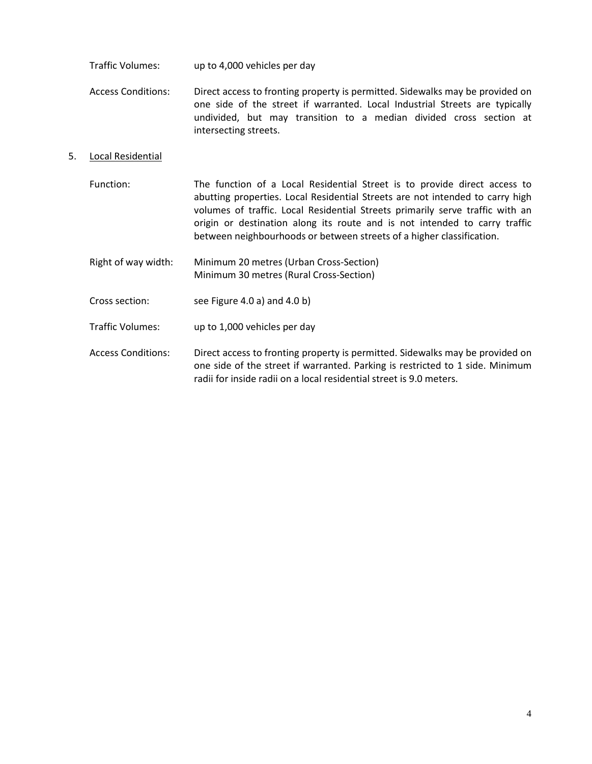Traffic Volumes: up to 4,000 vehicles per day

Access Conditions: Direct access to fronting property is permitted. Sidewalks may be provided on one side of the street if warranted. Local Industrial Streets are typically undivided, but may transition to a median divided cross section at intersecting streets.

5. Local Residential

Function: The function of a Local Residential Street is to provide direct access to abutting properties. Local Residential Streets are not intended to carry high volumes of traffic. Local Residential Streets primarily serve traffic with an origin or destination along its route and is not intended to carry traffic between neighbourhoods or between streets of a higher classification.

Right of way width: Minimum 20 metres (Urban Cross-Section)
Minimum 30 metres (Rural Cross-Section)

Cross section: see Figure 4.0 a) and 4.0 b)

Traffic Volumes: up to 1,000 vehicles per day

Access Conditions: Direct access to fronting property is permitted. Sidewalks may be provided on one side of the street if warranted. Parking is restricted to 1 side. Minimum radii for inside radii on a local residential street is 9.0 meters.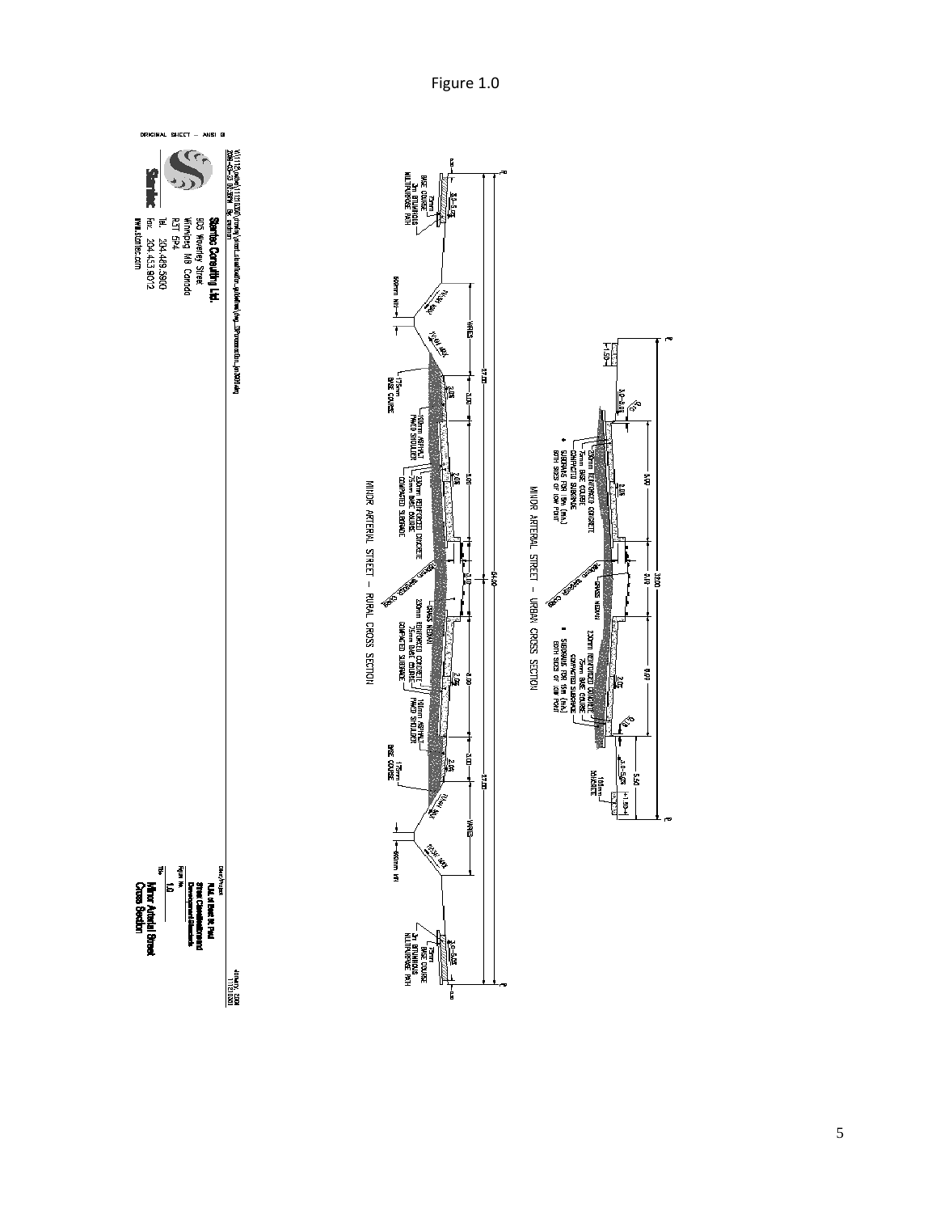Figure 1.0

MINOR ARTERIAL STREET – URBAN CROSS SECTION

MINOR ARTERIAL STREET – RURAL CROSS SECTION

Stantec Consulting Ltd.
905 Waverley Street
Winnipeg MB Canada
R3T 5P4
Tel. 204.489.5900
Fax. 204.453.9012
www.stantec.com

Client/Project
RM of East St. Paul
Street Classification and Development Standards

Figure No.
1.0

Title
Minor Arterial Street Cross Section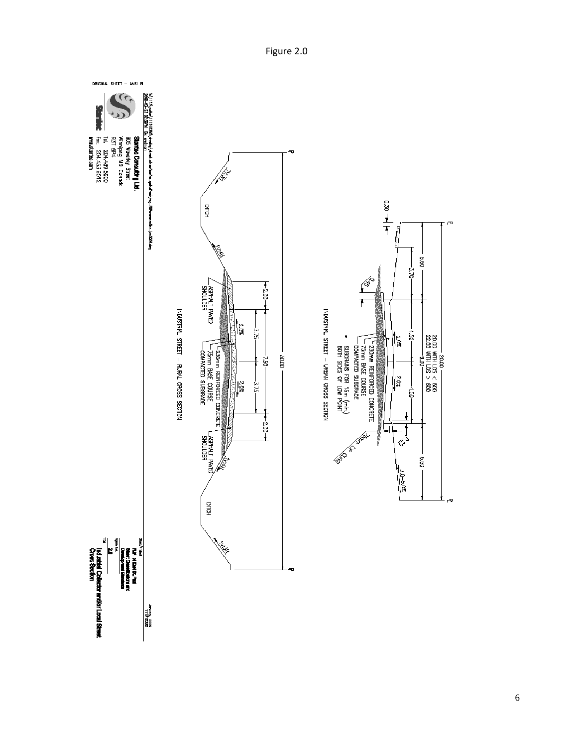Figure 2.0

INDUSTRIAL STREET – URBAN CROSS SECTION

- 20.00 WITH LDS < 600
- 22.00 WITH LDS > 600
- 9.00
- 5.50 / 3.70 / 4.50 / 4.50 / 5.50
- 0.30
- 2.0%
- 3.0–5.0%
- 230mm REINFORCED CONCRETE
- 75mm BASE COURSE
- COMPACTED SUBGRADE
- • SUBDRAINS FOR 15m (min.) BOTH SIDES OF LOW POINT
- 75mm LIP CURB

INDUSTRIAL STREET – RURAL CROSS SECTION

- 30.00
- 2.00 / 3.75 / 7.50 / 3.75 / 2.00
- 2.0%
- 1V:4H
- 1V:3H
- DITCH
- ASPHALT PAVED SHOULDER
- 230mm REINFORCED CONCRETE
- 75mm BASE COURSE
- COMPACTED SUBGRADE

Stantec Consulting Ltd.
905 Waverley Street
Winnipeg MB Canada
R3T 5P4
Tel. 204-489-5900
Fax. 204-453-9012
www.stantec.com

Client/Project: R.M. of East St. Paul
Street Classifications and Development Standards

January, 2008
111210335

Figure No.: 2.0

Title: Industrial Collector and/or Local Street Cross Section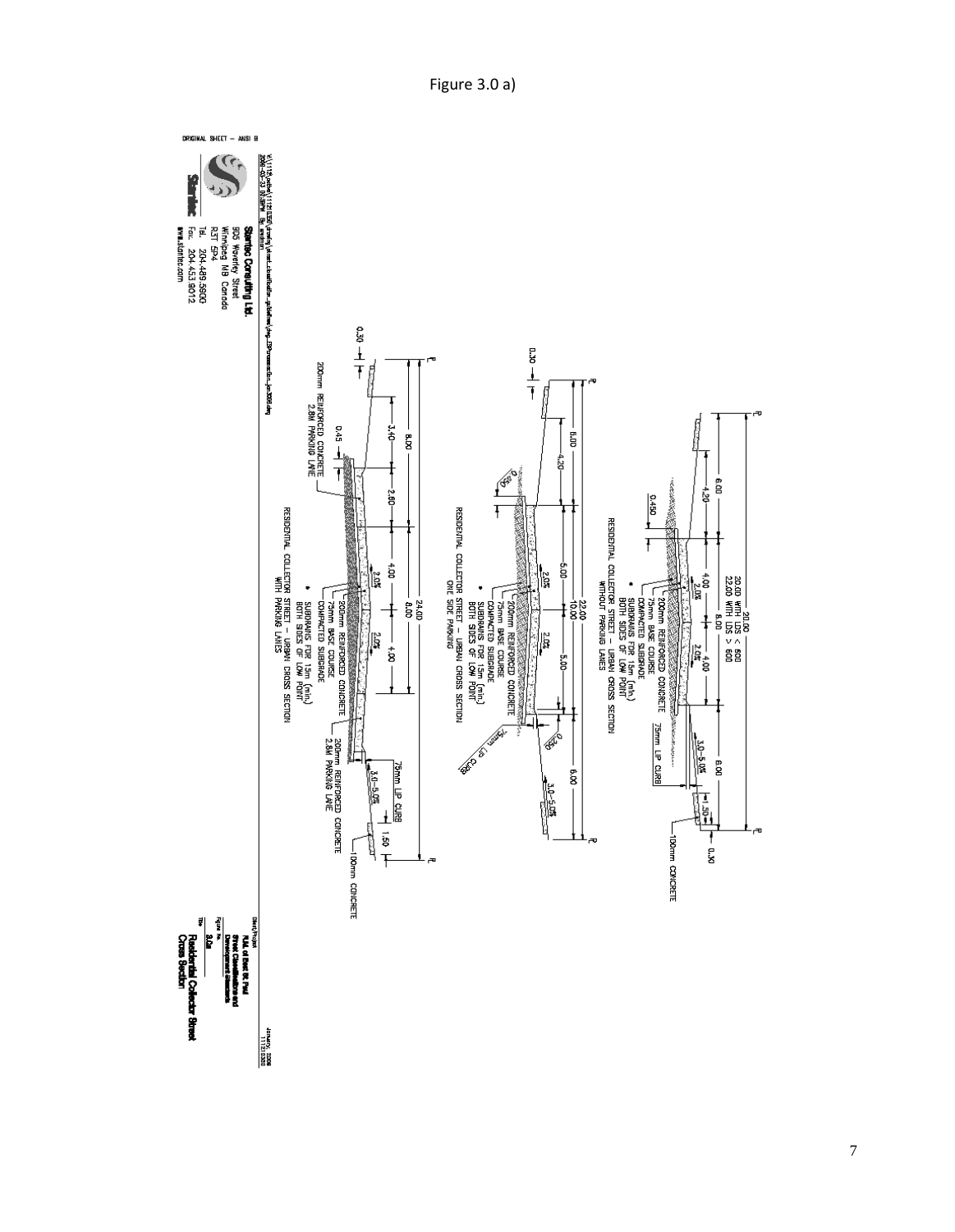Figure 3.0 a)

ORIGINAL SHEET – ANSI B

Stantec Consulting Ltd.
905 Waverley Street
Winnipeg MB Canada
R3T 5P4
Tel. 204.489.5900
Fax. 204.453.9012
www.stantec.com

RESIDENTIAL COLLECTOR STREET – URBAN CROSS SECTION
WITH-OUT PARKING LANES

20.00 WITH LDS < 600
22.00 WITH LDS > 600
6.00 | 8.00 | 6.00
4.20 | 4.00 | 4.00 | 1.50 | 0.30
0.450
2.0% | 2.0% | 3.0–5.0%
200mm REINFORCED CONCRETE
75mm BASE COURSE
COMPACTED SUBGRADE
• SUBDRAINS FOR 15m (min.) BOTH SIDES OF LOW POINT
75mm LIP CURB
100mm CONCRETE

RESIDENTIAL COLLECTOR STREET – URBAN CROSS SECTION
ONE SIDE PARKING

22.00
6.00 | 10.00 | 6.00
0.30 | 4.20 | 5.00 | 5.00
0.450 | 0.250
2.0% | 2.0% | 3.0–5.0%
200mm REINFORCED CONCRETE
75mm BASE COURSE
COMPACTED SUBGRADE
• SUBDRAINS FOR 15m (min.) BOTH SIDES OF LOW POINT
75mm LIP CURB

RESIDENTIAL COLLECTOR STREET – URBAN CROSS SECTION
WITH PARKING LANES

24.00
8.00 | 8.00
0.30 | 3.40 | 2.60 | 4.00 | 4.00 | 1.50
0.45
2.0% | 2.0% | 3.0–5.0%
200mm REINFORCED CONCRETE 2.6M PARKING LANE
200mm REINFORCED CONCRETE
75mm BASE COURSE
COMPACTED SUBGRADE
• SUBDRAINS FOR 15m (min.) BOTH SIDES OF LOW POINT
75mm LIP CURB
100mm CONCRETE

Client/Project
R.M. of East St. Paul
Street Classifications and Development standards

January, 2006
111210330

Figure No.
3.0a

Title
Residential Collector Street Cross Section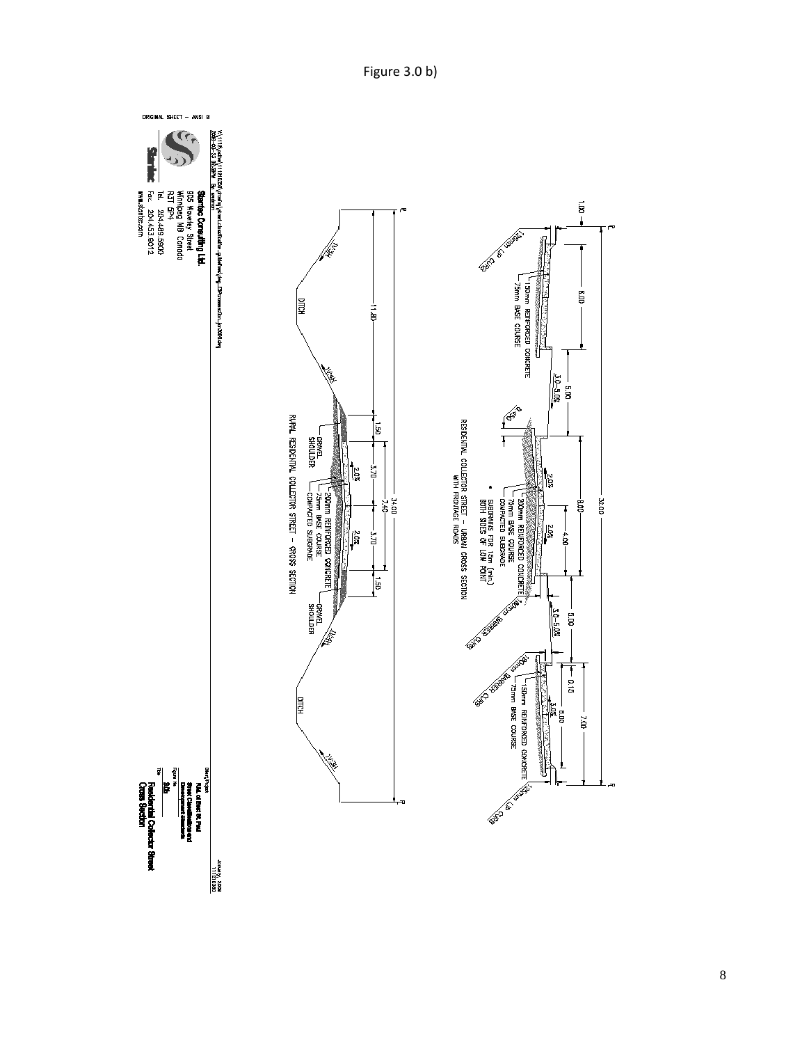Figure 3.0 b)

ORIGINAL SHEET – ANSI B

V:\1112\active\111213261\planning\street_classification_guidelines\dwg_ESP\crosssection_jan2008.dwg
2008-02-23 02:38PM By: ...

**Stantec Consulting Ltd.**
905 Waverley Street
Winnipeg MB Canada
R3T 5P4
Tel. 204.489.5900
Fax. 204.453.9012
www.stantec.com

Client/Project
R.M. of East St. Paul
Street Classifications and Development Standards

January, 2008
111213260

Figure No.
3.0b

Title
**Residential Collector Street Cross Section**

RESIDENTIAL COLLECTOR STREET – URBAN CROSS SECTION WITH FRONTAGE ROADS

- 1.00
- 32.00
- 6.00
- 5.00
- 8.00
- 4.00
- 5.00
- 7.00
- 0.15
- 6.00
- 3.0–5.0%
- 2.0%
- 2.0%
- 3.0–5.0%
- 3.0%
- 0.50
- 125mm LIP CURB
- 150mm REINFORCED CONCRETE
- 75mm BASE COURSE
- 200mm REINFORCED CONCRETE
- 75mm BASE COURSE
- COMPACTED SUBGRADE
- SUBDRAINS FOR 15m (min) BOTH SIDES OF LOW POINT
- 180mm BARRIER CURB
- 180mm BARRIER CURB
- 150mm REINFORCED CONCRETE
- 75mm BASE COURSE
- 125mm LIP CURB

RURAL RESIDENTIAL COLLECTOR STREET – CROSS SECTION

- 34.00
- 11.80
- 1.50
- 7.40
- 3.70
- 3.70
- 1.50
- 2.0%
- 2.0%
- 1V:4H
- 1V:4H
- 1V:4H
- 1V:3H
- DITCH
- DITCH
- GRAVEL SHOULDER
- GRAVEL SHOULDER
- 200mm REINFORCED CONCRETE
- 75mm BASE COURSE
- COMPACTED SUBGRADE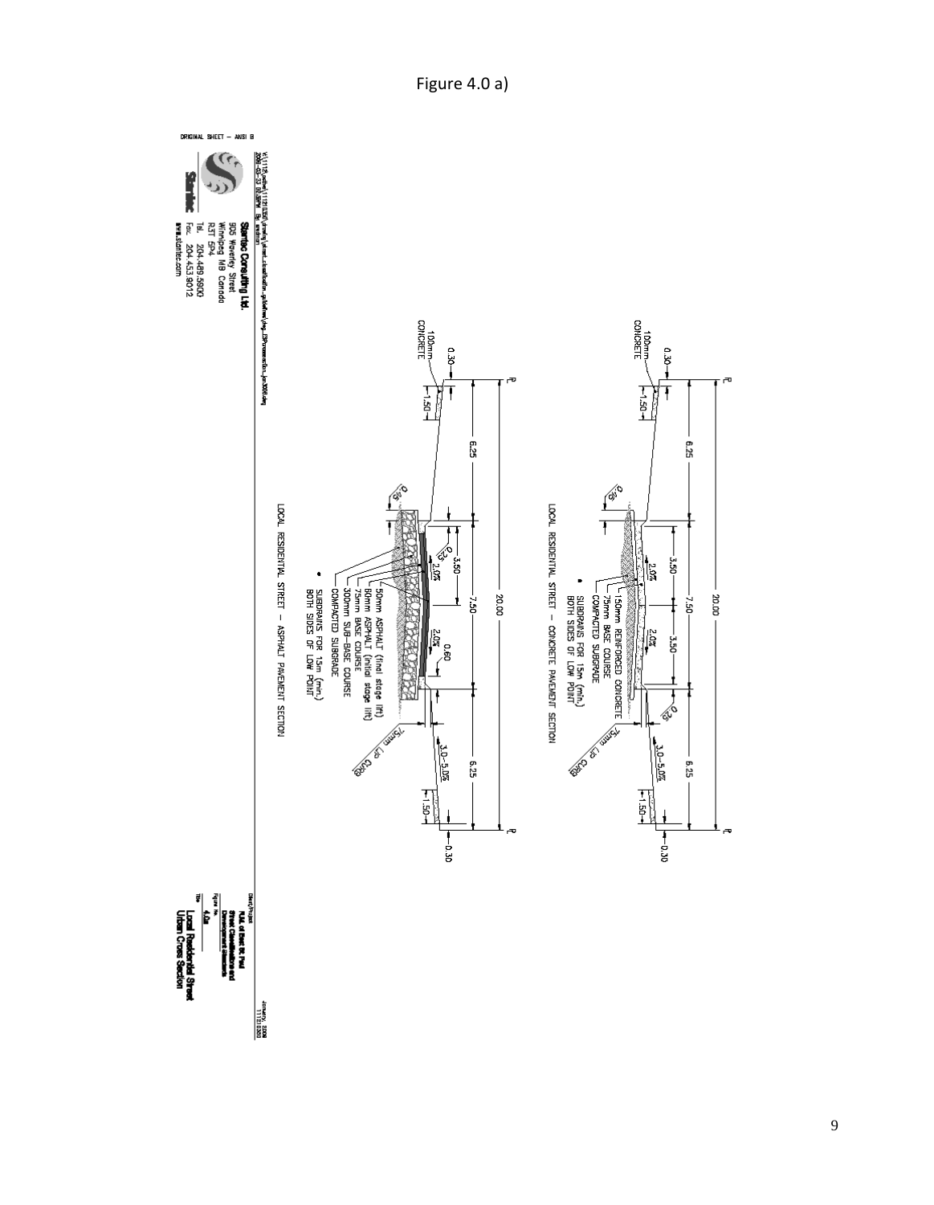Figure 4.0 a)

LOCAL RESIDENTIAL STREET – CONCRETE PAVEMENT SECTION

- 150mm REINFORCED CONCRETE
- 75mm BASE COURSE
- COMPACTED SUBGRADE
- • SUBDRAINS FOR 15m (min.) BOTH SIDES OF LOW POINT

LOCAL RESIDENTIAL STREET – ASPHALT PAVEMENT SECTION

- 50mm ASPHALT (final stage lift)
- 60mm ASPHALT (initial stage lift)
- 75mm BASE COURSE
- 300mm SUB-BASE COURSE
- COMPACTED SUBGRADE
- • SUBDRAINS FOR 15m (min.) BOTH SIDES OF LOW POINT

Stantec Consulting Ltd.
905 Waverley Street
Winnipeg MB Canada
R3T 5P4
Tel. 204.489.5900
Fax. 204.453.9012
www.stantec.com

Client/Project: RM of East St. Paul Street Classifications and Development Standards

Figure No.: 4.0a

Title: Local Residential Street Urban Cross Section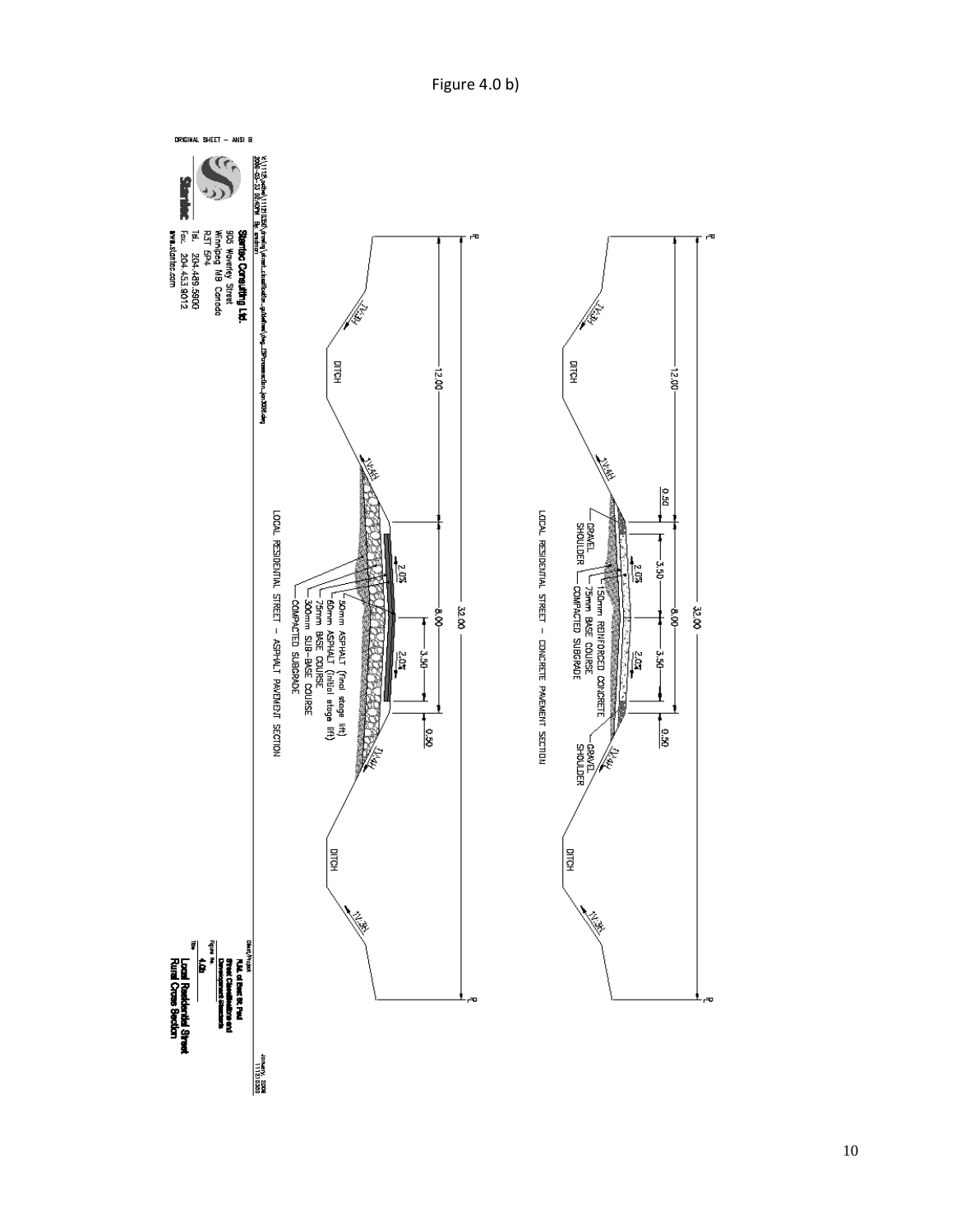Figure 4.0 b)

ORIGINAL SHEET – ANSI B

Stantec Consulting Ltd.
905 Waverley Street
Winnipeg MB Canada
R3T 5P4
Tel. 204.489.5900
Fax. 204.453.9012
www.stantec.com

℄

12.00

32.00

8.00

0.50

3.50

3.50

0.50

1V:3H

1V:4H

1V:4H

1V:3H

DITCH

DITCH

2.0%

2.0%

GRAVEL SHOULDER

150mm REINFORCED CONCRETE

75mm BASE COURSE

COMPACTED SUBGRADE

GRAVEL SHOULDER

LOCAL RESIDENTIAL STREET – CONCRETE PAVEMENT SECTION

℄

12.00

32.00

8.00

3.50

0.50

1V:3H

1V:4H

1V:4H

1V:3H

DITCH

DITCH

2.0%

2.0%

50mm ASPHALT (final stage lift)

60mm ASPHALT (initial stage lift)

75mm BASE COURSE

300mm SUB-BASE COURSE

COMPACTED SUBGRADE

LOCAL RESIDENTIAL STREET – ASPHALT PAVEMENT SECTION

Client/Project

R.M. of East St. Paul
Street Classifications and
Development Standards

Figure No.

4.0b

Title

Local Residential Street
Rural Cross Section

January, 2008
111215300